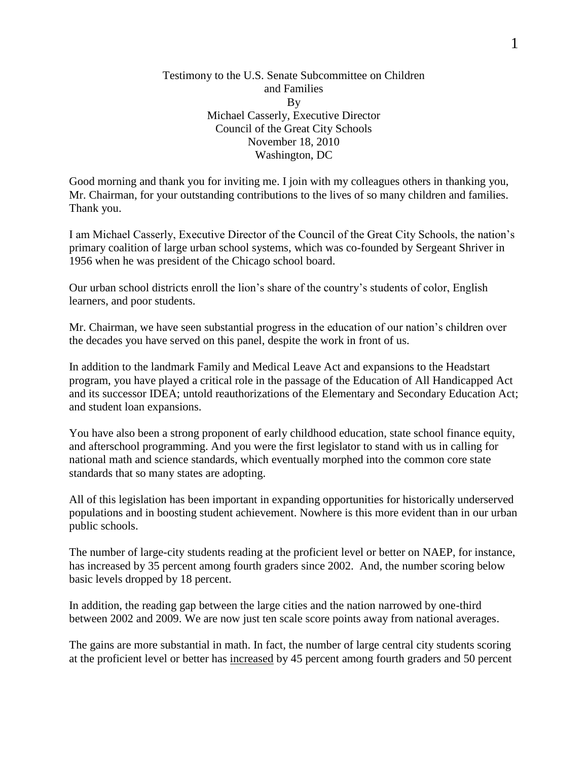Testimony to the U.S. Senate Subcommittee on Children and Families
By
Michael Casserly, Executive Director
Council of the Great City Schools
November 18, 2010
Washington, DC

Good morning and thank you for inviting me. I join with my colleagues others in thanking you, Mr. Chairman, for your outstanding contributions to the lives of so many children and families. Thank you.

I am Michael Casserly, Executive Director of the Council of the Great City Schools, the nation's primary coalition of large urban school systems, which was co-founded by Sergeant Shriver in 1956 when he was president of the Chicago school board.

Our urban school districts enroll the lion's share of the country's students of color, English learners, and poor students.

Mr. Chairman, we have seen substantial progress in the education of our nation's children over the decades you have served on this panel, despite the work in front of us.

In addition to the landmark Family and Medical Leave Act and expansions to the Headstart program, you have played a critical role in the passage of the Education of All Handicapped Act and its successor IDEA; untold reauthorizations of the Elementary and Secondary Education Act; and student loan expansions.

You have also been a strong proponent of early childhood education, state school finance equity, and afterschool programming. And you were the first legislator to stand with us in calling for national math and science standards, which eventually morphed into the common core state standards that so many states are adopting.

All of this legislation has been important in expanding opportunities for historically underserved populations and in boosting student achievement. Nowhere is this more evident than in our urban public schools.

The number of large-city students reading at the proficient level or better on NAEP, for instance, has increased by 35 percent among fourth graders since 2002. And, the number scoring below basic levels dropped by 18 percent.

In addition, the reading gap between the large cities and the nation narrowed by one-third between 2002 and 2009. We are now just ten scale score points away from national averages.

The gains are more substantial in math. In fact, the number of large central city students scoring at the proficient level or better has <u>increased</u> by 45 percent among fourth graders and 50 percent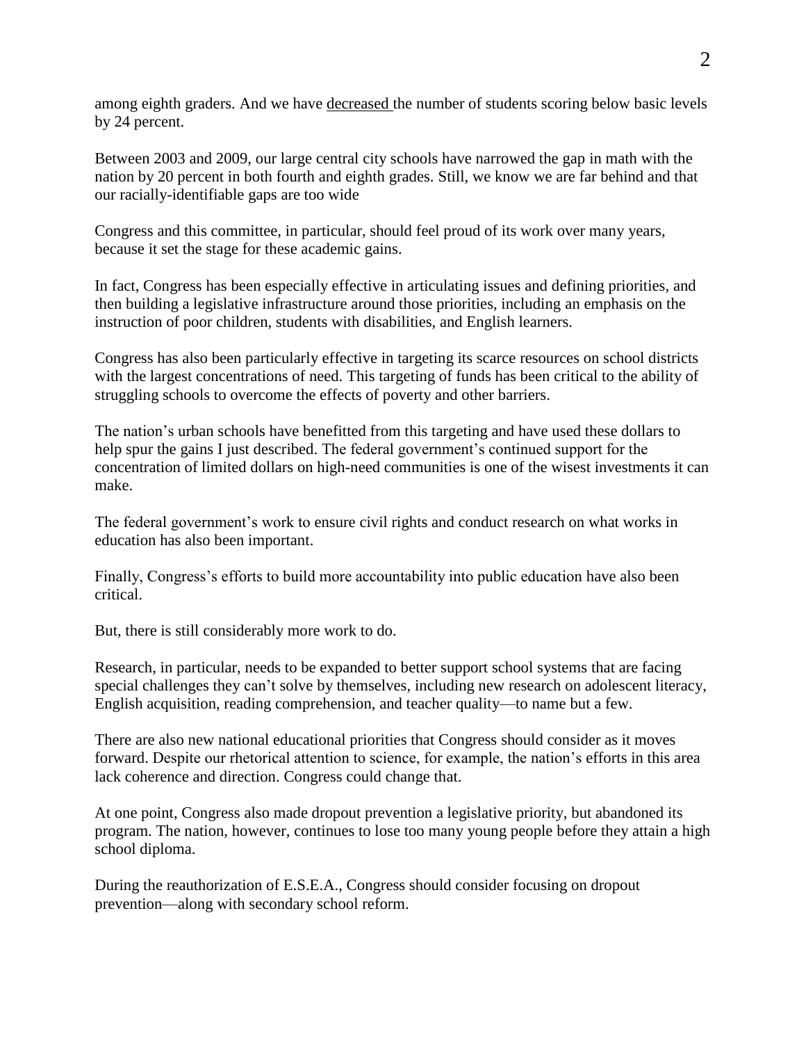among eighth graders. And we have decreased the number of students scoring below basic levels by 24 percent.

Between 2003 and 2009, our large central city schools have narrowed the gap in math with the nation by 20 percent in both fourth and eighth grades. Still, we know we are far behind and that our racially-identifiable gaps are too wide

Congress and this committee, in particular, should feel proud of its work over many years, because it set the stage for these academic gains.

In fact, Congress has been especially effective in articulating issues and defining priorities, and then building a legislative infrastructure around those priorities, including an emphasis on the instruction of poor children, students with disabilities, and English learners.

Congress has also been particularly effective in targeting its scarce resources on school districts with the largest concentrations of need. This targeting of funds has been critical to the ability of struggling schools to overcome the effects of poverty and other barriers.

The nation's urban schools have benefitted from this targeting and have used these dollars to help spur the gains I just described. The federal government's continued support for the concentration of limited dollars on high-need communities is one of the wisest investments it can make.

The federal government's work to ensure civil rights and conduct research on what works in education has also been important.

Finally, Congress's efforts to build more accountability into public education have also been critical.

But, there is still considerably more work to do.

Research, in particular, needs to be expanded to better support school systems that are facing special challenges they can't solve by themselves, including new research on adolescent literacy, English acquisition, reading comprehension, and teacher quality—to name but a few.

There are also new national educational priorities that Congress should consider as it moves forward. Despite our rhetorical attention to science, for example, the nation's efforts in this area lack coherence and direction. Congress could change that.

At one point, Congress also made dropout prevention a legislative priority, but abandoned its program. The nation, however, continues to lose too many young people before they attain a high school diploma.

During the reauthorization of E.S.E.A., Congress should consider focusing on dropout prevention—along with secondary school reform.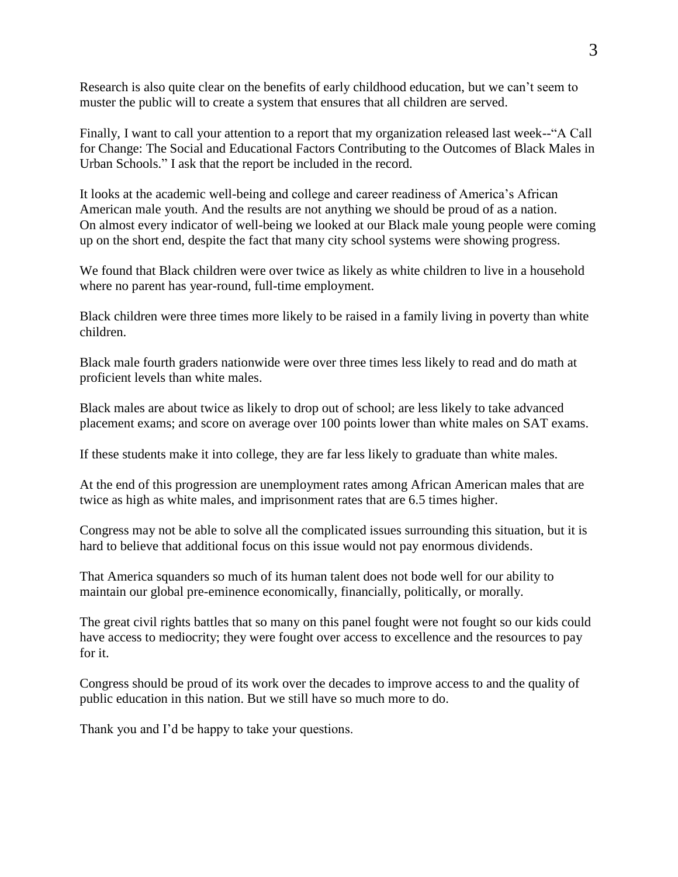Research is also quite clear on the benefits of early childhood education, but we can't seem to muster the public will to create a system that ensures that all children are served.

Finally, I want to call your attention to a report that my organization released last week--"A Call for Change: The Social and Educational Factors Contributing to the Outcomes of Black Males in Urban Schools." I ask that the report be included in the record.

It looks at the academic well-being and college and career readiness of America's African American male youth. And the results are not anything we should be proud of as a nation. On almost every indicator of well-being we looked at our Black male young people were coming up on the short end, despite the fact that many city school systems were showing progress.

We found that Black children were over twice as likely as white children to live in a household where no parent has year-round, full-time employment.

Black children were three times more likely to be raised in a family living in poverty than white children.

Black male fourth graders nationwide were over three times less likely to read and do math at proficient levels than white males.

Black males are about twice as likely to drop out of school; are less likely to take advanced placement exams; and score on average over 100 points lower than white males on SAT exams.

If these students make it into college, they are far less likely to graduate than white males.

At the end of this progression are unemployment rates among African American males that are twice as high as white males, and imprisonment rates that are 6.5 times higher.

Congress may not be able to solve all the complicated issues surrounding this situation, but it is hard to believe that additional focus on this issue would not pay enormous dividends.

That America squanders so much of its human talent does not bode well for our ability to maintain our global pre-eminence economically, financially, politically, or morally.

The great civil rights battles that so many on this panel fought were not fought so our kids could have access to mediocrity; they were fought over access to excellence and the resources to pay for it.

Congress should be proud of its work over the decades to improve access to and the quality of public education in this nation. But we still have so much more to do.

Thank you and I'd be happy to take your questions.